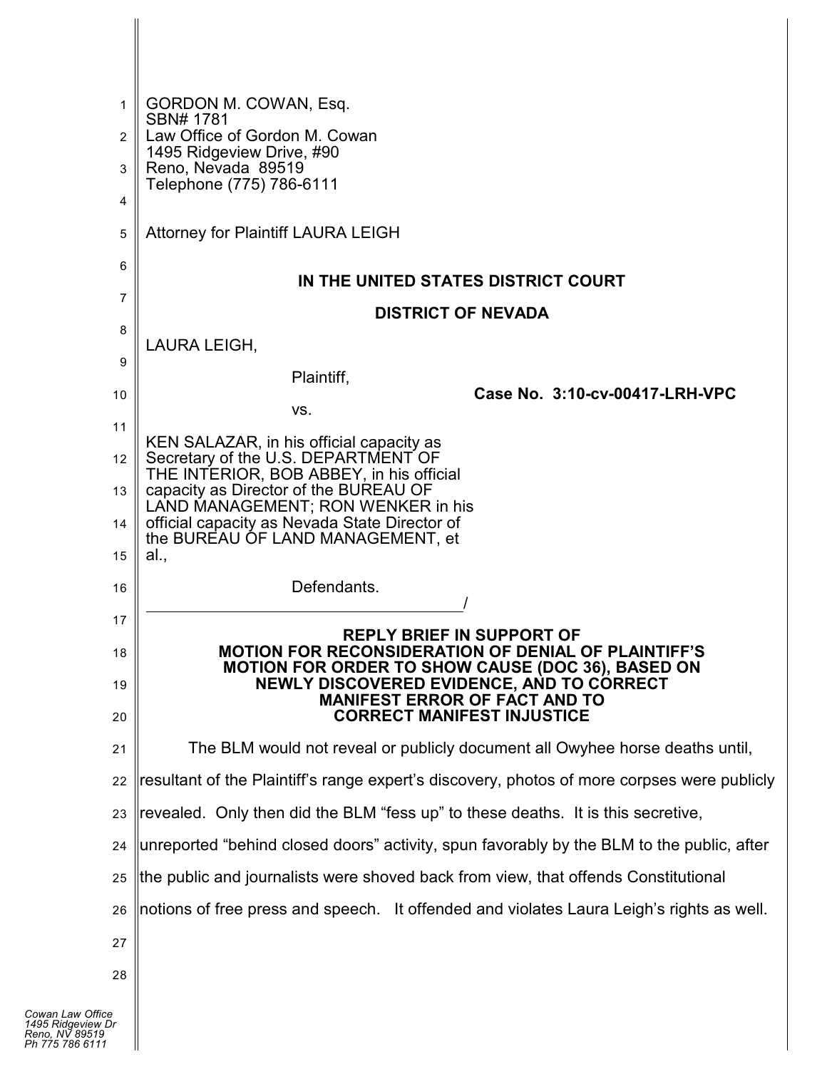GORDON M. COWAN, Esq.
SBN# 1781
Law Office of Gordon M. Cowan
1495 Ridgeview Drive, #90
Reno, Nevada 89519
Telephone (775) 786-6111

Attorney for Plaintiff LAURA LEIGH

**IN THE UNITED STATES DISTRICT COURT**

**DISTRICT OF NEVADA**

LAURA LEIGH,

Plaintiff,

vs.

KEN SALAZAR, in his official capacity as Secretary of the U.S. DEPARTMENT OF THE INTERIOR, BOB ABBEY, in his official capacity as Director of the BUREAU OF LAND MANAGEMENT; RON WENKER in his official capacity as Nevada State Director of the BUREAU OF LAND MANAGEMENT, et al.,

Defendants.
_______________________________________/

**Case No. 3:10-cv-00417-LRH-VPC**

**REPLY BRIEF IN SUPPORT OF MOTION FOR RECONSIDERATION OF DENIAL OF PLAINTIFF'S MOTION FOR ORDER TO SHOW CAUSE (DOC 36), BASED ON NEWLY DISCOVERED EVIDENCE, AND TO CORRECT MANIFEST ERROR OF FACT AND TO CORRECT MANIFEST INJUSTICE**

The BLM would not reveal or publicly document all Owyhee horse deaths until, resultant of the Plaintiff's range expert's discovery, photos of more corpses were publicly revealed. Only then did the BLM "fess up" to these deaths. It is this secretive, unreported "behind closed doors" activity, spun favorably by the BLM to the public, after the public and journalists were shoved back from view, that offends Constitutional notions of free press and speech. It offended and violates Laura Leigh's rights as well.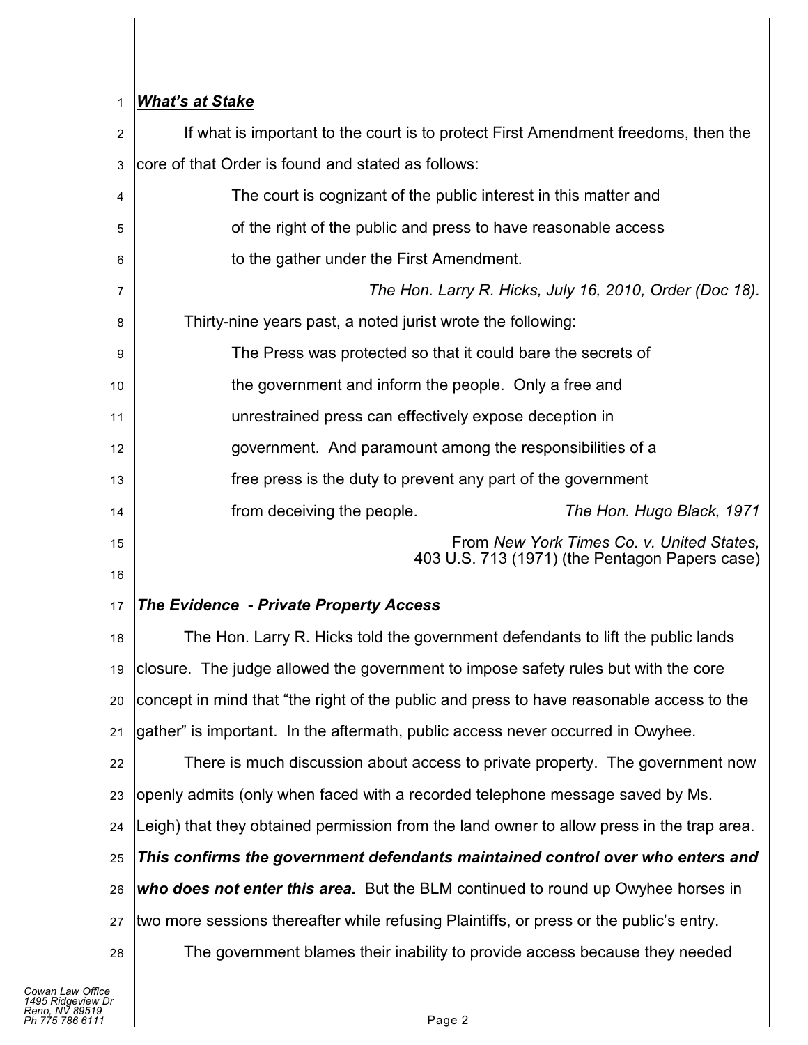***What's at Stake***

If what is important to the court is to protect First Amendment freedoms, then the core of that Order is found and stated as follows:

> The court is cognizant of the public interest in this matter and of the right of the public and press to have reasonable access to the gather under the First Amendment.
>
> *The Hon. Larry R. Hicks, July 16, 2010, Order (Doc 18).*

Thirty-nine years past, a noted jurist wrote the following:

> The Press was protected so that it could bare the secrets of the government and inform the people. Only a free and unrestrained press can effectively expose deception in government. And paramount among the responsibilities of a free press is the duty to prevent any part of the government from deceiving the people. *The Hon. Hugo Black, 1971*
>
> From *New York Times Co. v. United States,* 403 U.S. 713 (1971) (the Pentagon Papers case)

***The Evidence - Private Property Access***

The Hon. Larry R. Hicks told the government defendants to lift the public lands closure. The judge allowed the government to impose safety rules but with the core concept in mind that "the right of the public and press to have reasonable access to the gather" is important. In the aftermath, public access never occurred in Owyhee.

There is much discussion about access to private property. The government now openly admits (only when faced with a recorded telephone message saved by Ms. Leigh) that they obtained permission from the land owner to allow press in the trap area. ***This confirms the government defendants maintained control over who enters and who does not enter this area.*** But the BLM continued to round up Owyhee horses in two more sessions thereafter while refusing Plaintiffs, or press or the public's entry.

The government blames their inability to provide access because they needed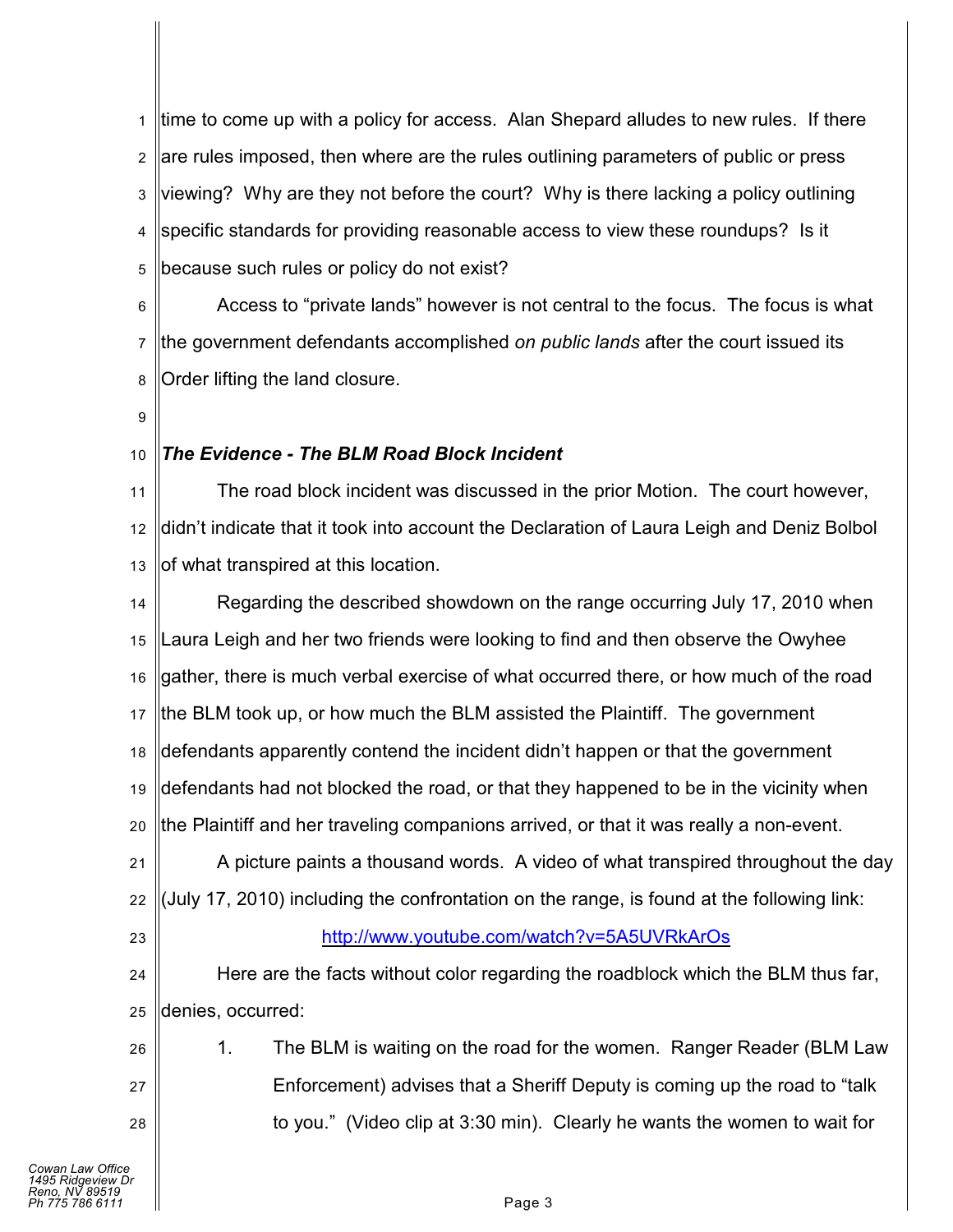time to come up with a policy for access. Alan Shepard alludes to new rules. If there are rules imposed, then where are the rules outlining parameters of public or press viewing? Why are they not before the court? Why is there lacking a policy outlining specific standards for providing reasonable access to view these roundups? Is it because such rules or policy do not exist?

Access to “private lands” however is not central to the focus. The focus is what the government defendants accomplished *on public lands* after the court issued its Order lifting the land closure.

***The Evidence - The BLM Road Block Incident***

The road block incident was discussed in the prior Motion. The court however, didn’t indicate that it took into account the Declaration of Laura Leigh and Deniz Bolbol of what transpired at this location.

Regarding the described showdown on the range occurring July 17, 2010 when Laura Leigh and her two friends were looking to find and then observe the Owyhee gather, there is much verbal exercise of what occurred there, or how much of the road the BLM took up, or how much the BLM assisted the Plaintiff. The government defendants apparently contend the incident didn’t happen or that the government defendants had not blocked the road, or that they happened to be in the vicinity when the Plaintiff and her traveling companions arrived, or that it was really a non-event.

A picture paints a thousand words. A video of what transpired throughout the day (July 17, 2010) including the confrontation on the range, is found at the following link:

http://www.youtube.com/watch?v=5A5UVRkArOs

Here are the facts without color regarding the roadblock which the BLM thus far, denies, occurred:

1. The BLM is waiting on the road for the women. Ranger Reader (BLM Law Enforcement) advises that a Sheriff Deputy is coming up the road to “talk to you.” (Video clip at 3:30 min). Clearly he wants the women to wait for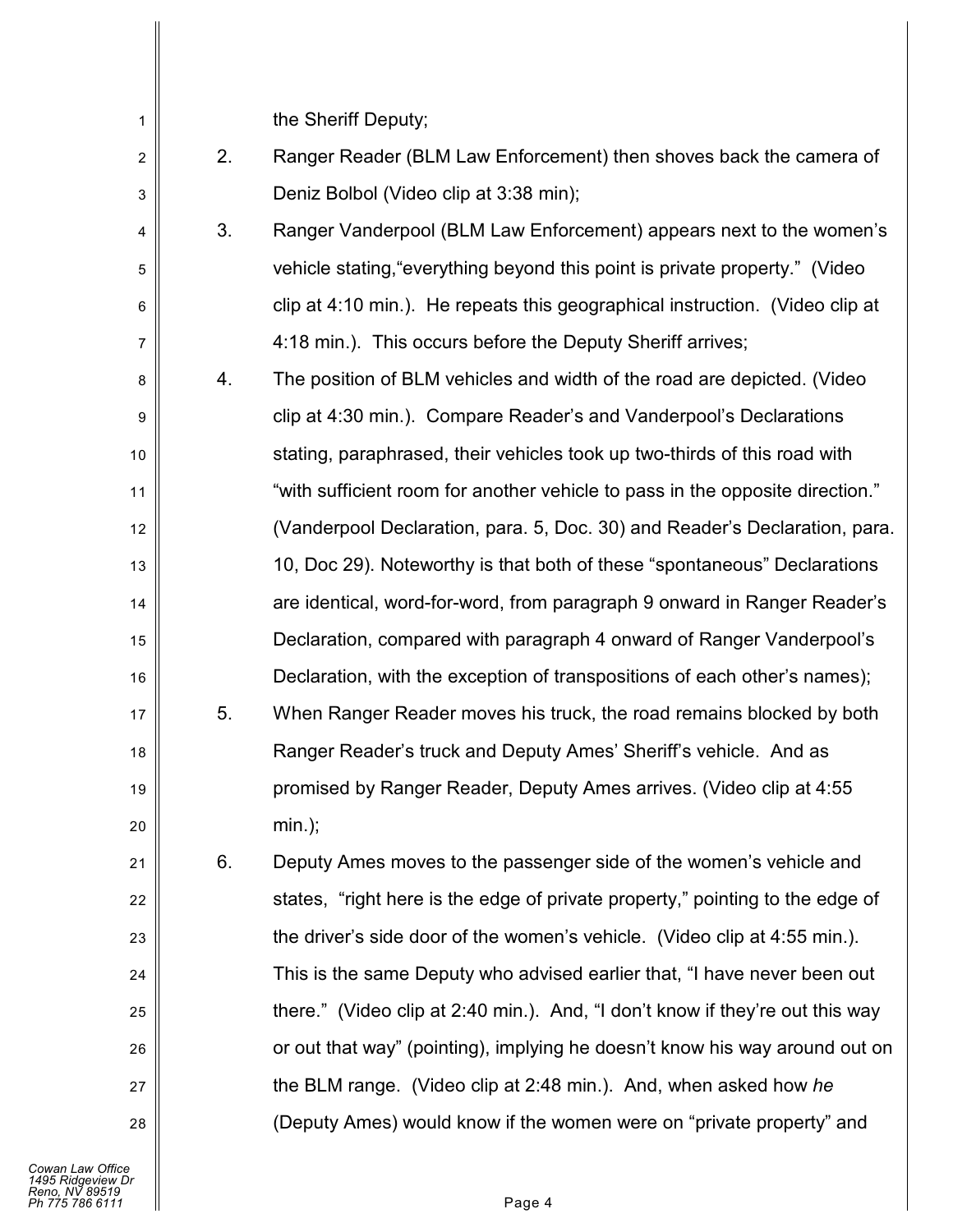the Sheriff Deputy;

2. Ranger Reader (BLM Law Enforcement) then shoves back the camera of Deniz Bolbol (Video clip at 3:38 min);

3. Ranger Vanderpool (BLM Law Enforcement) appears next to the women's vehicle stating,"everything beyond this point is private property." (Video clip at 4:10 min.). He repeats this geographical instruction. (Video clip at 4:18 min.). This occurs before the Deputy Sheriff arrives;

4. The position of BLM vehicles and width of the road are depicted. (Video clip at 4:30 min.). Compare Reader's and Vanderpool's Declarations stating, paraphrased, their vehicles took up two-thirds of this road with "with sufficient room for another vehicle to pass in the opposite direction." (Vanderpool Declaration, para. 5, Doc. 30) and Reader's Declaration, para. 10, Doc 29). Noteworthy is that both of these "spontaneous" Declarations are identical, word-for-word, from paragraph 9 onward in Ranger Reader's Declaration, compared with paragraph 4 onward of Ranger Vanderpool's Declaration, with the exception of transpositions of each other's names);

5. When Ranger Reader moves his truck, the road remains blocked by both Ranger Reader's truck and Deputy Ames' Sheriff's vehicle. And as promised by Ranger Reader, Deputy Ames arrives. (Video clip at 4:55 min.);

6. Deputy Ames moves to the passenger side of the women's vehicle and states, "right here is the edge of private property," pointing to the edge of the driver's side door of the women's vehicle. (Video clip at 4:55 min.). This is the same Deputy who advised earlier that, "I have never been out there." (Video clip at 2:40 min.). And, "I don't know if they're out this way or out that way" (pointing), implying he doesn't know his way around out on the BLM range. (Video clip at 2:48 min.). And, when asked how *he* (Deputy Ames) would know if the women were on "private property" and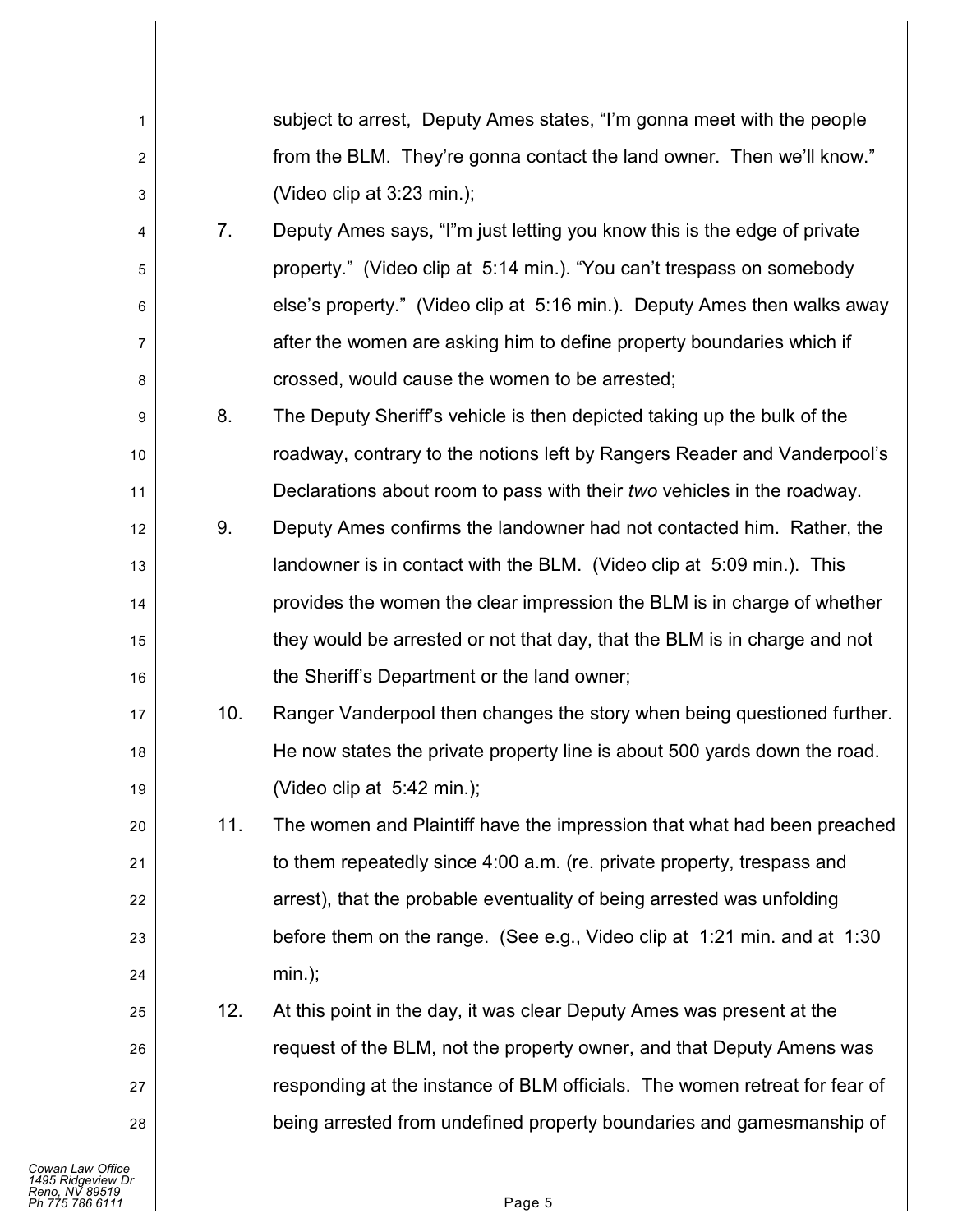subject to arrest, Deputy Ames states, "I'm gonna meet with the people from the BLM. They're gonna contact the land owner. Then we'll know." (Video clip at 3:23 min.);

7. Deputy Ames says, "I"m just letting you know this is the edge of private property." (Video clip at 5:14 min.). "You can't trespass on somebody else's property." (Video clip at 5:16 min.). Deputy Ames then walks away after the women are asking him to define property boundaries which if crossed, would cause the women to be arrested;

8. The Deputy Sheriff's vehicle is then depicted taking up the bulk of the roadway, contrary to the notions left by Rangers Reader and Vanderpool's Declarations about room to pass with their *two* vehicles in the roadway.

9. Deputy Ames confirms the landowner had not contacted him. Rather, the landowner is in contact with the BLM. (Video clip at 5:09 min.). This provides the women the clear impression the BLM is in charge of whether they would be arrested or not that day, that the BLM is in charge and not the Sheriff's Department or the land owner;

10. Ranger Vanderpool then changes the story when being questioned further. He now states the private property line is about 500 yards down the road. (Video clip at 5:42 min.);

11. The women and Plaintiff have the impression that what had been preached to them repeatedly since 4:00 a.m. (re. private property, trespass and arrest), that the probable eventuality of being arrested was unfolding before them on the range. (See e.g., Video clip at 1:21 min. and at 1:30 min.);

12. At this point in the day, it was clear Deputy Ames was present at the request of the BLM, not the property owner, and that Deputy Amens was responding at the instance of BLM officials. The women retreat for fear of being arrested from undefined property boundaries and gamesmanship of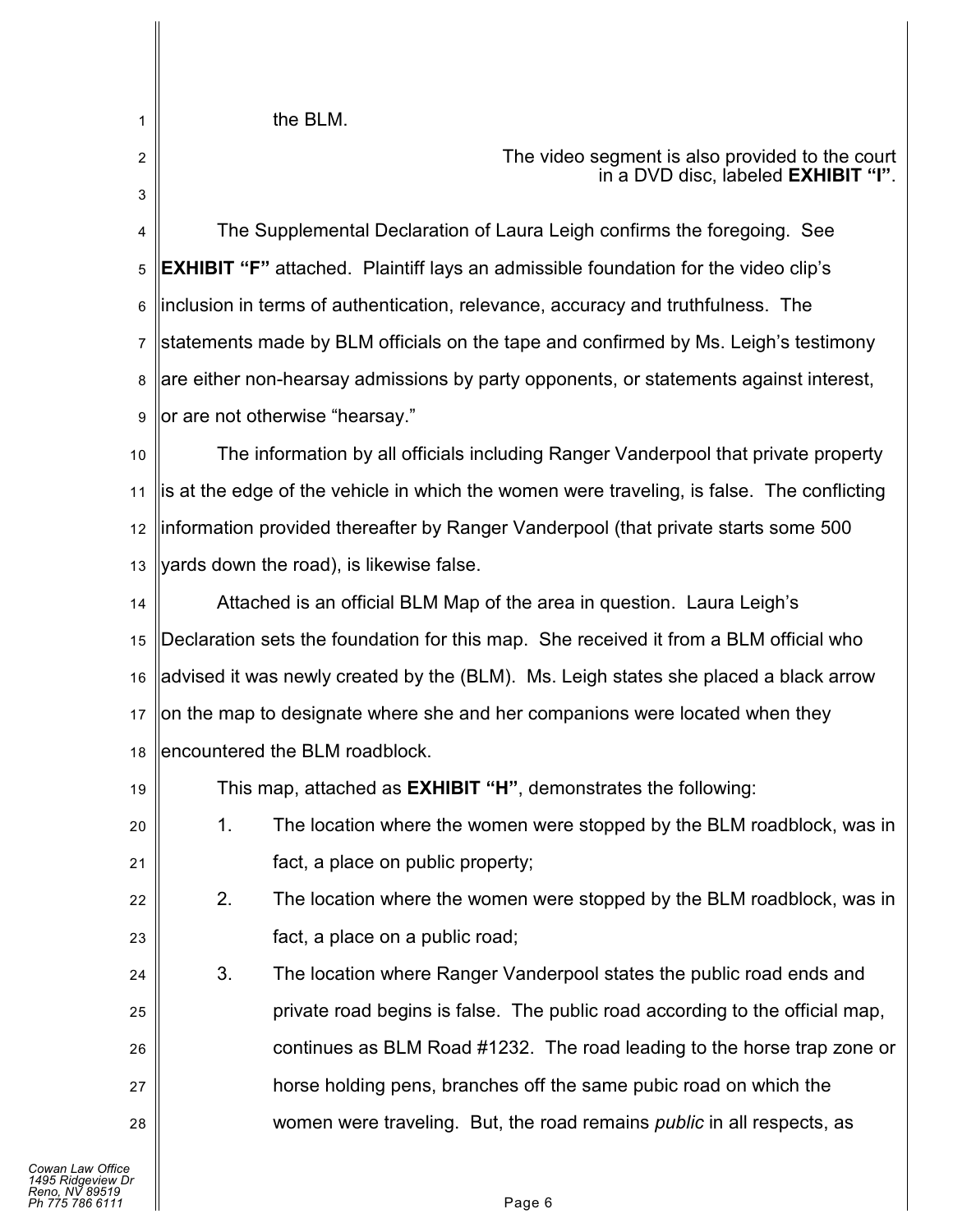the BLM.

The video segment is also provided to the court in a DVD disc, labeled **EXHIBIT "I"**.

The Supplemental Declaration of Laura Leigh confirms the foregoing. See **EXHIBIT "F"** attached. Plaintiff lays an admissible foundation for the video clip's inclusion in terms of authentication, relevance, accuracy and truthfulness. The statements made by BLM officials on the tape and confirmed by Ms. Leigh's testimony are either non-hearsay admissions by party opponents, or statements against interest, or are not otherwise "hearsay."

The information by all officials including Ranger Vanderpool that private property is at the edge of the vehicle in which the women were traveling, is false. The conflicting information provided thereafter by Ranger Vanderpool (that private starts some 500 yards down the road), is likewise false.

Attached is an official BLM Map of the area in question. Laura Leigh's Declaration sets the foundation for this map. She received it from a BLM official who advised it was newly created by the (BLM). Ms. Leigh states she placed a black arrow on the map to designate where she and her companions were located when they encountered the BLM roadblock.

This map, attached as **EXHIBIT "H"**, demonstrates the following:

1. The location where the women were stopped by the BLM roadblock, was in fact, a place on public property;
2. The location where the women were stopped by the BLM roadblock, was in fact, a place on a public road;
3. The location where Ranger Vanderpool states the public road ends and private road begins is false. The public road according to the official map, continues as BLM Road #1232. The road leading to the horse trap zone or horse holding pens, branches off the same pubic road on which the women were traveling. But, the road remains *public* in all respects, as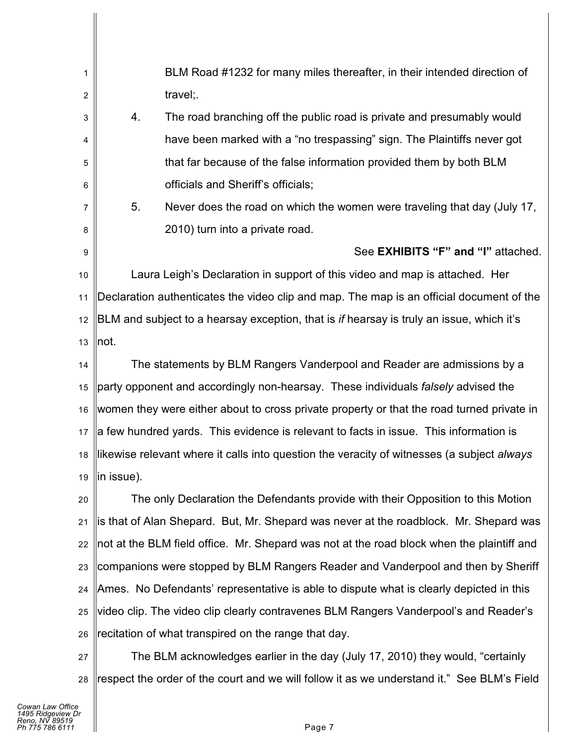BLM Road #1232 for many miles thereafter, in their intended direction of travel;.

4. The road branching off the public road is private and presumably would have been marked with a "no trespassing" sign. The Plaintiffs never got that far because of the false information provided them by both BLM officials and Sheriff's officials;

5. Never does the road on which the women were traveling that day (July 17, 2010) turn into a private road.

See **EXHIBITS "F" and "I"** attached.

Laura Leigh's Declaration in support of this video and map is attached. Her Declaration authenticates the video clip and map. The map is an official document of the BLM and subject to a hearsay exception, that is *if* hearsay is truly an issue, which it's not.

The statements by BLM Rangers Vanderpool and Reader are admissions by a party opponent and accordingly non-hearsay. These individuals *falsely* advised the women they were either about to cross private property or that the road turned private in a few hundred yards. This evidence is relevant to facts in issue. This information is likewise relevant where it calls into question the veracity of witnesses (a subject *always* in issue).

The only Declaration the Defendants provide with their Opposition to this Motion is that of Alan Shepard. But, Mr. Shepard was never at the roadblock. Mr. Shepard was not at the BLM field office. Mr. Shepard was not at the road block when the plaintiff and companions were stopped by BLM Rangers Reader and Vanderpool and then by Sheriff Ames. No Defendants' representative is able to dispute what is clearly depicted in this video clip. The video clip clearly contravenes BLM Rangers Vanderpool's and Reader's recitation of what transpired on the range that day.

The BLM acknowledges earlier in the day (July 17, 2010) they would, "certainly respect the order of the court and we will follow it as we understand it." See BLM's Field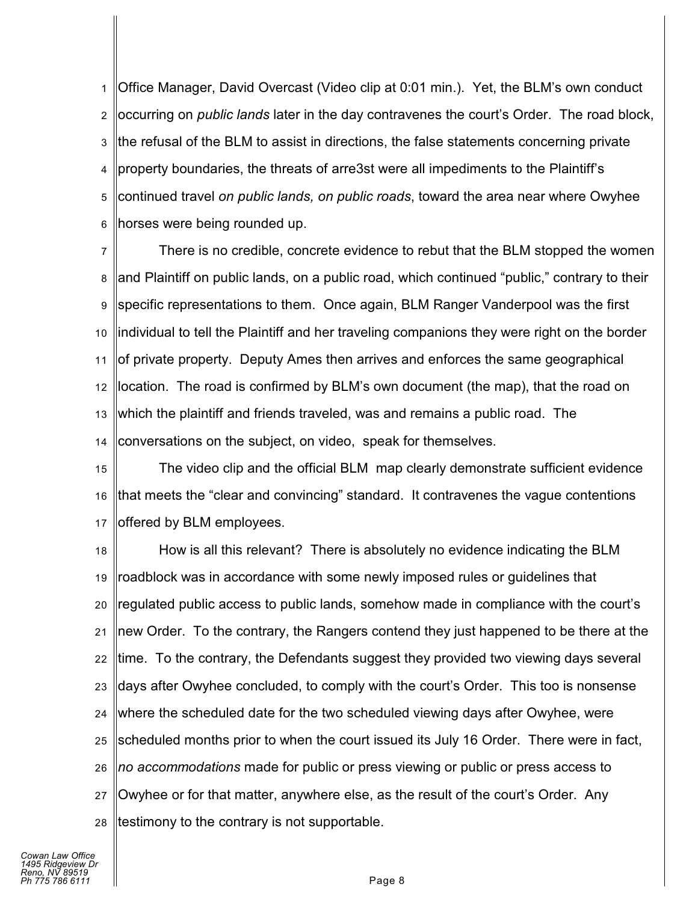Office Manager, David Overcast (Video clip at 0:01 min.). Yet, the BLM's own conduct occurring on *public lands* later in the day contravenes the court's Order. The road block, the refusal of the BLM to assist in directions, the false statements concerning private property boundaries, the threats of arre3st were all impediments to the Plaintiff's continued travel *on public lands, on public roads*, toward the area near where Owyhee horses were being rounded up.

There is no credible, concrete evidence to rebut that the BLM stopped the women and Plaintiff on public lands, on a public road, which continued "public," contrary to their specific representations to them. Once again, BLM Ranger Vanderpool was the first individual to tell the Plaintiff and her traveling companions they were right on the border of private property. Deputy Ames then arrives and enforces the same geographical location. The road is confirmed by BLM's own document (the map), that the road on which the plaintiff and friends traveled, was and remains a public road. The conversations on the subject, on video, speak for themselves.

The video clip and the official BLM map clearly demonstrate sufficient evidence that meets the "clear and convincing" standard. It contravenes the vague contentions offered by BLM employees.

How is all this relevant? There is absolutely no evidence indicating the BLM roadblock was in accordance with some newly imposed rules or guidelines that regulated public access to public lands, somehow made in compliance with the court's new Order. To the contrary, the Rangers contend they just happened to be there at the time. To the contrary, the Defendants suggest they provided two viewing days several days after Owyhee concluded, to comply with the court's Order. This too is nonsense where the scheduled date for the two scheduled viewing days after Owyhee, were scheduled months prior to when the court issued its July 16 Order. There were in fact, *no accommodations* made for public or press viewing or public or press access to Owyhee or for that matter, anywhere else, as the result of the court's Order. Any testimony to the contrary is not supportable.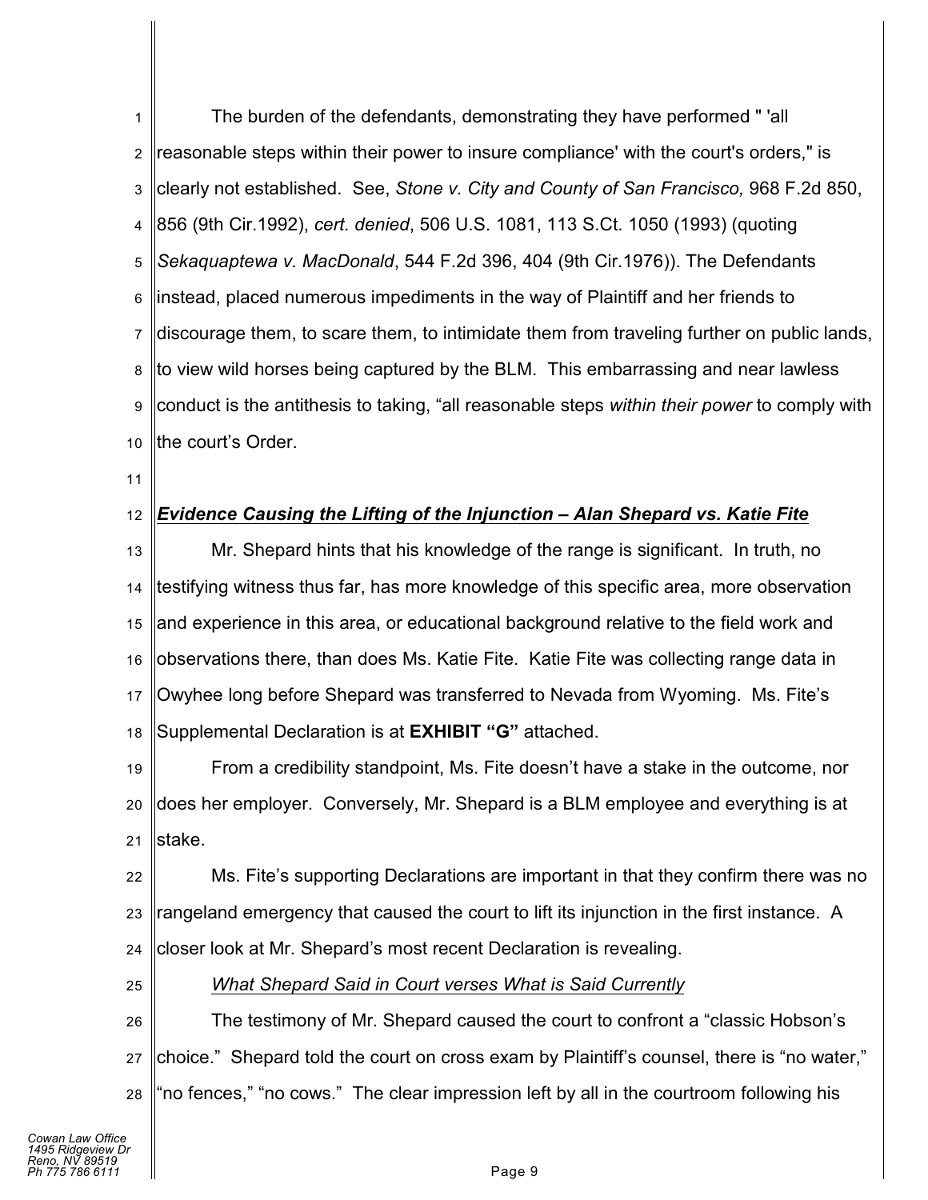The burden of the defendants, demonstrating they have performed " 'all reasonable steps within their power to insure compliance' with the court's orders," is clearly not established. See, *Stone v. City and County of San Francisco,* 968 F.2d 850, 856 (9th Cir.1992), *cert. denied*, 506 U.S. 1081, 113 S.Ct. 1050 (1993) (quoting *Sekaquaptewa v. MacDonald*, 544 F.2d 396, 404 (9th Cir.1976)). The Defendants instead, placed numerous impediments in the way of Plaintiff and her friends to discourage them, to scare them, to intimidate them from traveling further on public lands, to view wild horses being captured by the BLM. This embarrassing and near lawless conduct is the antithesis to taking, "all reasonable steps *within their power* to comply with the court's Order.

***Evidence Causing the Lifting of the Injunction – Alan Shepard vs. Katie Fite***

Mr. Shepard hints that his knowledge of the range is significant. In truth, no testifying witness thus far, has more knowledge of this specific area, more observation and experience in this area, or educational background relative to the field work and observations there, than does Ms. Katie Fite. Katie Fite was collecting range data in Owyhee long before Shepard was transferred to Nevada from Wyoming. Ms. Fite's Supplemental Declaration is at **EXHIBIT "G"** attached.

From a credibility standpoint, Ms. Fite doesn't have a stake in the outcome, nor does her employer. Conversely, Mr. Shepard is a BLM employee and everything is at stake.

Ms. Fite's supporting Declarations are important in that they confirm there was no rangeland emergency that caused the court to lift its injunction in the first instance. A closer look at Mr. Shepard's most recent Declaration is revealing.

*What Shepard Said in Court verses What is Said Currently*

The testimony of Mr. Shepard caused the court to confront a "classic Hobson's choice." Shepard told the court on cross exam by Plaintiff's counsel, there is "no water," "no fences," "no cows." The clear impression left by all in the courtroom following his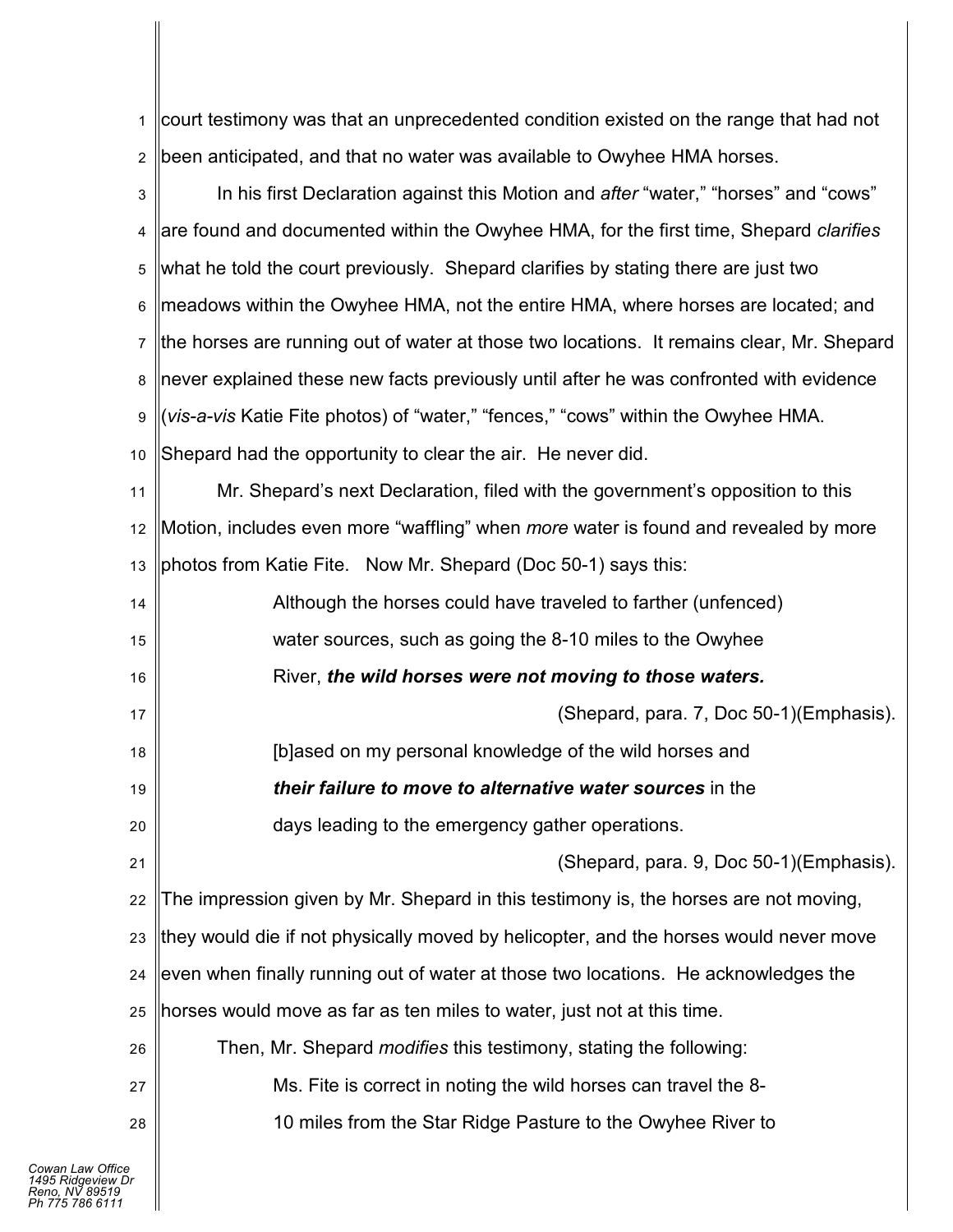court testimony was that an unprecedented condition existed on the range that had not been anticipated, and that no water was available to Owyhee HMA horses.

In his first Declaration against this Motion and *after* "water," "horses" and "cows" are found and documented within the Owyhee HMA, for the first time, Shepard *clarifies* what he told the court previously. Shepard clarifies by stating there are just two meadows within the Owyhee HMA, not the entire HMA, where horses are located; and the horses are running out of water at those two locations. It remains clear, Mr. Shepard never explained these new facts previously until after he was confronted with evidence (*vis-a-vis* Katie Fite photos) of "water," "fences," "cows" within the Owyhee HMA. Shepard had the opportunity to clear the air. He never did.

Mr. Shepard's next Declaration, filed with the government's opposition to this Motion, includes even more "waffling" when *more* water is found and revealed by more photos from Katie Fite. Now Mr. Shepard (Doc 50-1) says this:

> Although the horses could have traveled to farther (unfenced) water sources, such as going the 8-10 miles to the Owyhee River, ***the wild horses were not moving to those waters.***
>
> (Shepard, para. 7, Doc 50-1)(Emphasis).
>
> [b]ased on my personal knowledge of the wild horses and ***their failure to move to alternative water sources*** in the days leading to the emergency gather operations.
>
> (Shepard, para. 9, Doc 50-1)(Emphasis).

The impression given by Mr. Shepard in this testimony is, the horses are not moving, they would die if not physically moved by helicopter, and the horses would never move even when finally running out of water at those two locations. He acknowledges the horses would move as far as ten miles to water, just not at this time.

Then, Mr. Shepard *modifies* this testimony, stating the following:

> Ms. Fite is correct in noting the wild horses can travel the 8-10 miles from the Star Ridge Pasture to the Owyhee River to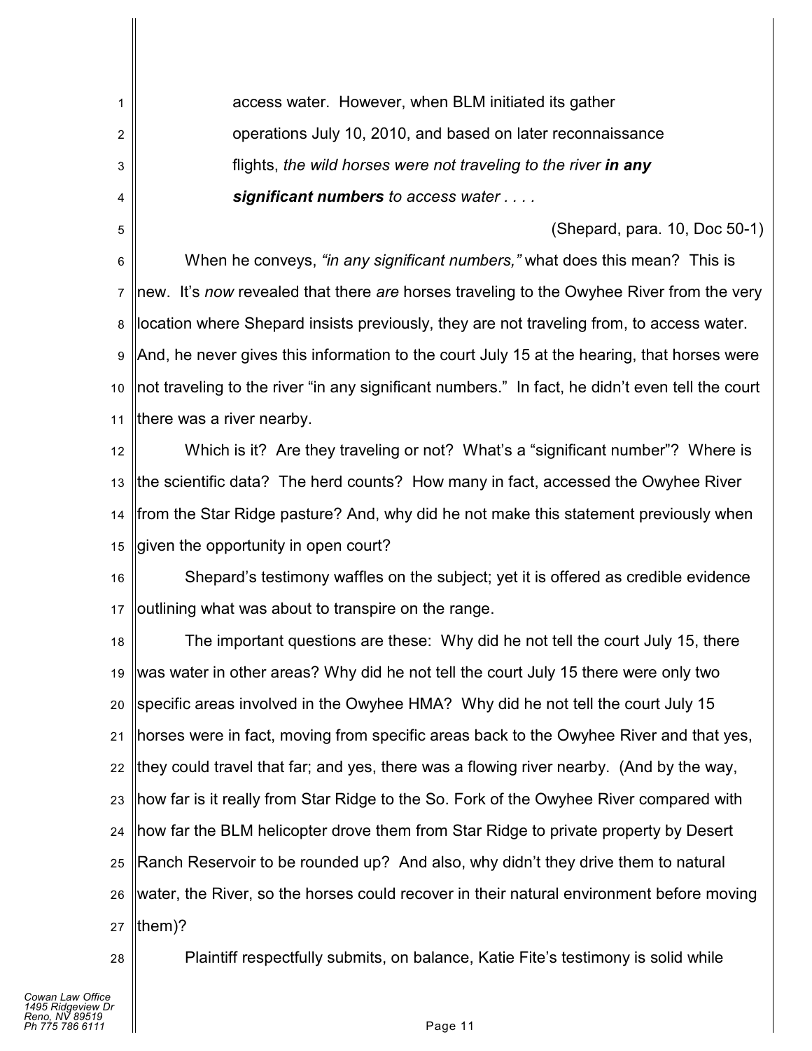> access water. However, when BLM initiated its gather operations July 10, 2010, and based on later reconnaissance flights, *the wild horses were not traveling to the river* ***in any significant numbers*** *to access water . . . .*
>
> (Shepard, para. 10, Doc 50-1)

When he conveys, *"in any significant numbers,"* what does this mean? This is new. It's *now* revealed that there *are* horses traveling to the Owyhee River from the very location where Shepard insists previously, they are not traveling from, to access water. And, he never gives this information to the court July 15 at the hearing, that horses were not traveling to the river "in any significant numbers." In fact, he didn't even tell the court there was a river nearby.

Which is it? Are they traveling or not? What's a "significant number"? Where is the scientific data? The herd counts? How many in fact, accessed the Owyhee River from the Star Ridge pasture? And, why did he not make this statement previously when given the opportunity in open court?

Shepard's testimony waffles on the subject; yet it is offered as credible evidence outlining what was about to transpire on the range.

The important questions are these: Why did he not tell the court July 15, there was water in other areas? Why did he not tell the court July 15 there were only two specific areas involved in the Owyhee HMA? Why did he not tell the court July 15 horses were in fact, moving from specific areas back to the Owyhee River and that yes, they could travel that far; and yes, there was a flowing river nearby. (And by the way, how far is it really from Star Ridge to the So. Fork of the Owyhee River compared with how far the BLM helicopter drove them from Star Ridge to private property by Desert Ranch Reservoir to be rounded up? And also, why didn't they drive them to natural water, the River, so the horses could recover in their natural environment before moving them)?

Plaintiff respectfully submits, on balance, Katie Fite's testimony is solid while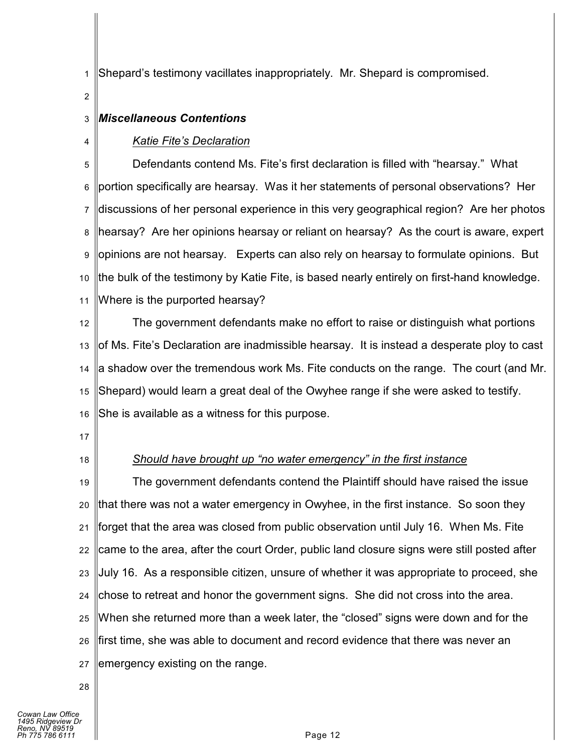Shepard's testimony vacillates inappropriately. Mr. Shepard is compromised.

### ***Miscellaneous Contentions***

*Katie Fite's Declaration*

Defendants contend Ms. Fite's first declaration is filled with "hearsay." What portion specifically are hearsay. Was it her statements of personal observations? Her discussions of her personal experience in this very geographical region? Are her photos hearsay? Are her opinions hearsay or reliant on hearsay? As the court is aware, expert opinions are not hearsay. Experts can also rely on hearsay to formulate opinions. But the bulk of the testimony by Katie Fite, is based nearly entirely on first-hand knowledge. Where is the purported hearsay?

The government defendants make no effort to raise or distinguish what portions of Ms. Fite's Declaration are inadmissible hearsay. It is instead a desperate ploy to cast a shadow over the tremendous work Ms. Fite conducts on the range. The court (and Mr. Shepard) would learn a great deal of the Owyhee range if she were asked to testify. She is available as a witness for this purpose.

*Should have brought up "no water emergency" in the first instance*

The government defendants contend the Plaintiff should have raised the issue that there was not a water emergency in Owyhee, in the first instance. So soon they forget that the area was closed from public observation until July 16. When Ms. Fite came to the area, after the court Order, public land closure signs were still posted after July 16. As a responsible citizen, unsure of whether it was appropriate to proceed, she chose to retreat and honor the government signs. She did not cross into the area. When she returned more than a week later, the "closed" signs were down and for the first time, she was able to document and record evidence that there was never an emergency existing on the range.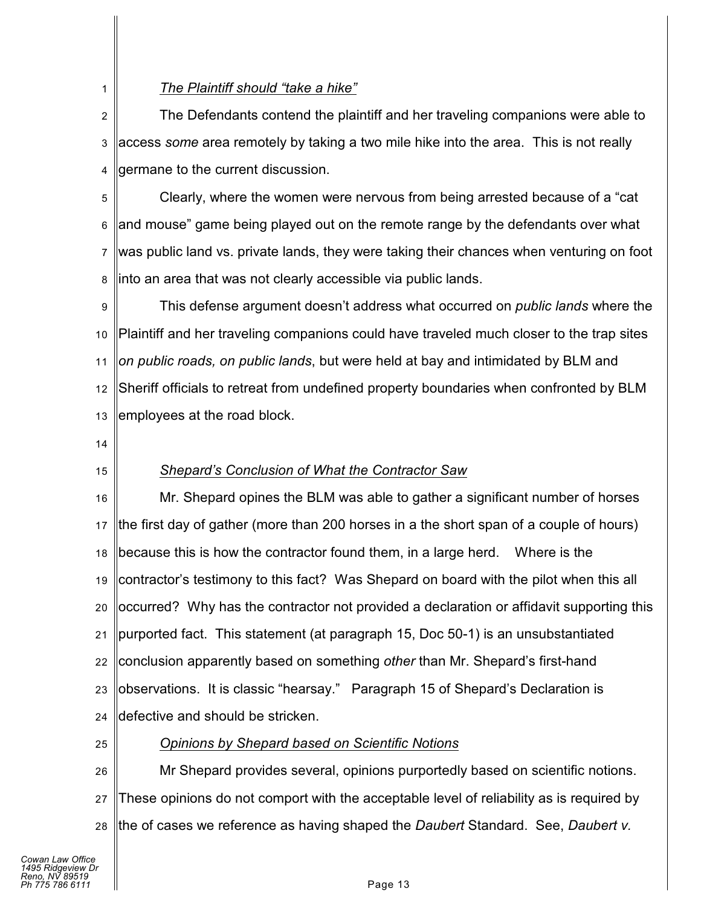*The Plaintiff should "take a hike"*

The Defendants contend the plaintiff and her traveling companions were able to access *some* area remotely by taking a two mile hike into the area. This is not really germane to the current discussion.

Clearly, where the women were nervous from being arrested because of a "cat and mouse" game being played out on the remote range by the defendants over what was public land vs. private lands, they were taking their chances when venturing on foot into an area that was not clearly accessible via public lands.

This defense argument doesn't address what occurred on *public lands* where the Plaintiff and her traveling companions could have traveled much closer to the trap sites *on public roads, on public lands*, but were held at bay and intimidated by BLM and Sheriff officials to retreat from undefined property boundaries when confronted by BLM employees at the road block.

*Shepard's Conclusion of What the Contractor Saw*

Mr. Shepard opines the BLM was able to gather a significant number of horses the first day of gather (more than 200 horses in a the short span of a couple of hours) because this is how the contractor found them, in a large herd. Where is the contractor's testimony to this fact? Was Shepard on board with the pilot when this all occurred? Why has the contractor not provided a declaration or affidavit supporting this purported fact. This statement (at paragraph 15, Doc 50-1) is an unsubstantiated conclusion apparently based on something *other* than Mr. Shepard's first-hand observations. It is classic "hearsay." Paragraph 15 of Shepard's Declaration is defective and should be stricken.

*Opinions by Shepard based on Scientific Notions*

Mr Shepard provides several, opinions purportedly based on scientific notions. These opinions do not comport with the acceptable level of reliability as is required by the of cases we reference as having shaped the *Daubert* Standard. See, *Daubert v.*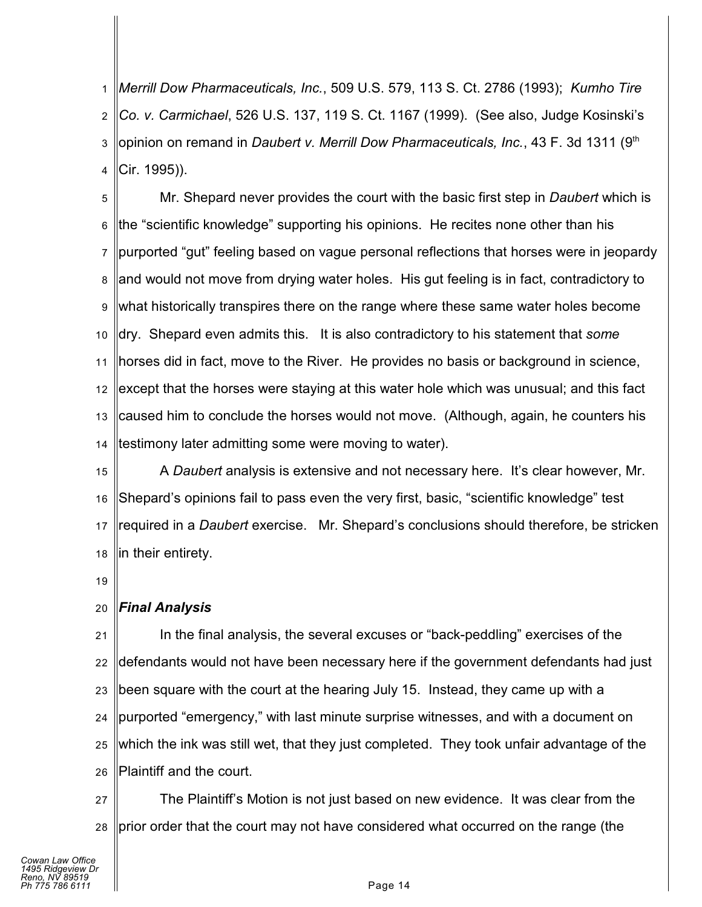*Merrill Dow Pharmaceuticals, Inc.*, 509 U.S. 579, 113 S. Ct. 2786 (1993); *Kumho Tire Co. v. Carmichael*, 526 U.S. 137, 119 S. Ct. 1167 (1999). (See also, Judge Kosinski's opinion on remand in *Daubert v. Merrill Dow Pharmaceuticals, Inc.*, 43 F. 3d 1311 (9th Cir. 1995)).

Mr. Shepard never provides the court with the basic first step in *Daubert* which is the "scientific knowledge" supporting his opinions. He recites none other than his purported "gut" feeling based on vague personal reflections that horses were in jeopardy and would not move from drying water holes. His gut feeling is in fact, contradictory to what historically transpires there on the range where these same water holes become dry. Shepard even admits this. It is also contradictory to his statement that *some* horses did in fact, move to the River. He provides no basis or background in science, except that the horses were staying at this water hole which was unusual; and this fact caused him to conclude the horses would not move. (Although, again, he counters his testimony later admitting some were moving to water).

A *Daubert* analysis is extensive and not necessary here. It's clear however, Mr. Shepard's opinions fail to pass even the very first, basic, "scientific knowledge" test required in a *Daubert* exercise. Mr. Shepard's conclusions should therefore, be stricken in their entirety.

***Final Analysis***

In the final analysis, the several excuses or "back-peddling" exercises of the defendants would not have been necessary here if the government defendants had just been square with the court at the hearing July 15. Instead, they came up with a purported "emergency," with last minute surprise witnesses, and with a document on which the ink was still wet, that they just completed. They took unfair advantage of the Plaintiff and the court.

The Plaintiff's Motion is not just based on new evidence. It was clear from the prior order that the court may not have considered what occurred on the range (the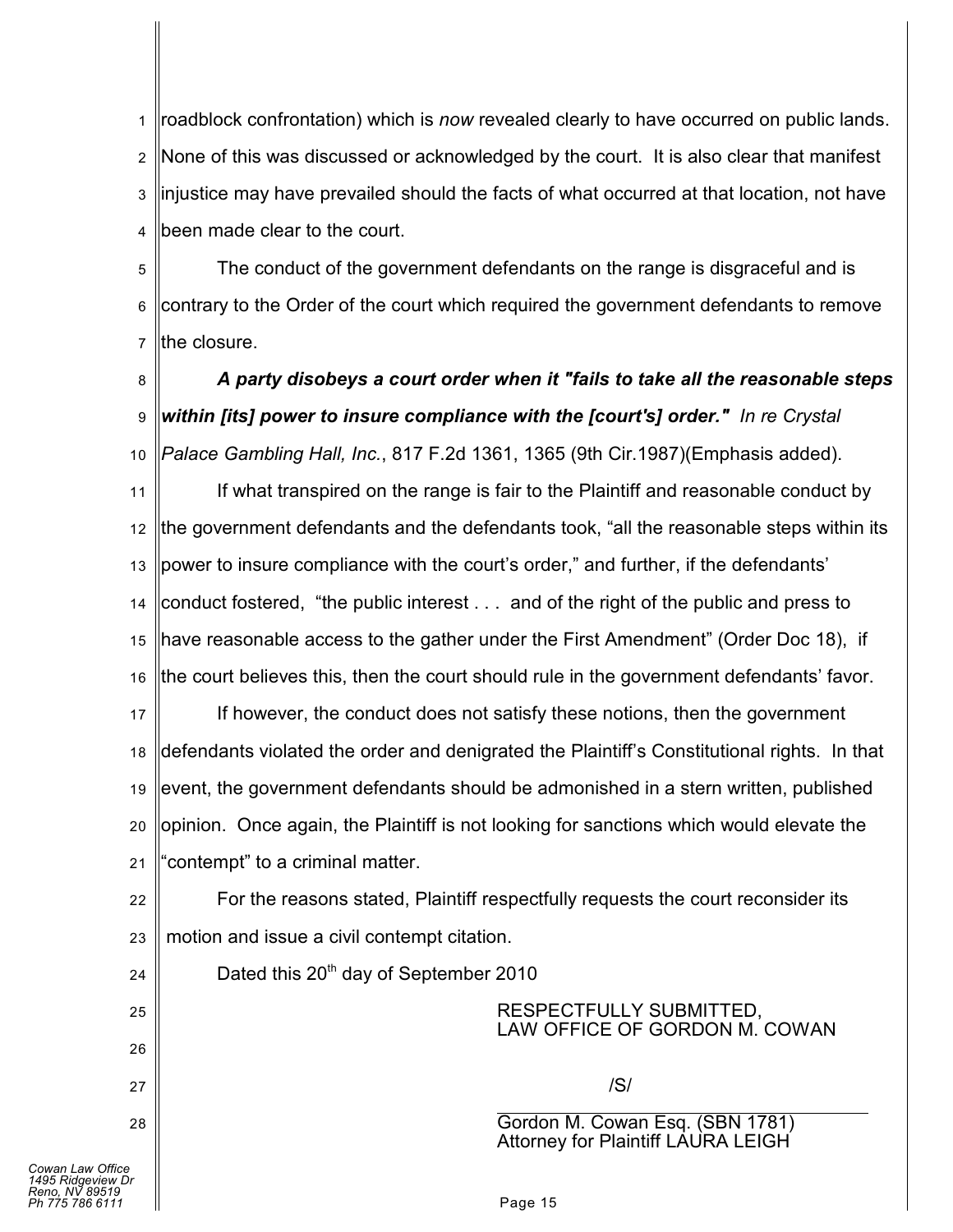roadblock confrontation) which is *now* revealed clearly to have occurred on public lands. None of this was discussed or acknowledged by the court. It is also clear that manifest injustice may have prevailed should the facts of what occurred at that location, not have been made clear to the court.

The conduct of the government defendants on the range is disgraceful and is contrary to the Order of the court which required the government defendants to remove the closure.

***A party disobeys a court order when it "fails to take all the reasonable steps within [its] power to insure compliance with the [court's] order."*** *In re Crystal Palace Gambling Hall, Inc.*, 817 F.2d 1361, 1365 (9th Cir.1987)(Emphasis added).

If what transpired on the range is fair to the Plaintiff and reasonable conduct by the government defendants and the defendants took, "all the reasonable steps within its power to insure compliance with the court's order," and further, if the defendants' conduct fostered, "the public interest . . . and of the right of the public and press to have reasonable access to the gather under the First Amendment" (Order Doc 18), if the court believes this, then the court should rule in the government defendants' favor.

If however, the conduct does not satisfy these notions, then the government defendants violated the order and denigrated the Plaintiff's Constitutional rights. In that event, the government defendants should be admonished in a stern written, published opinion. Once again, the Plaintiff is not looking for sanctions which would elevate the "contempt" to a criminal matter.

For the reasons stated, Plaintiff respectfully requests the court reconsider its motion and issue a civil contempt citation.

Dated this 20th day of September 2010

RESPECTFULLY SUBMITTED,
LAW OFFICE OF GORDON M. COWAN

/S/

Gordon M. Cowan Esq. (SBN 1781)
Attorney for Plaintiff LAURA LEIGH

Cowan Law Office
1495 Ridgeview Dr
Reno, NV 89519
Ph 775 786 6111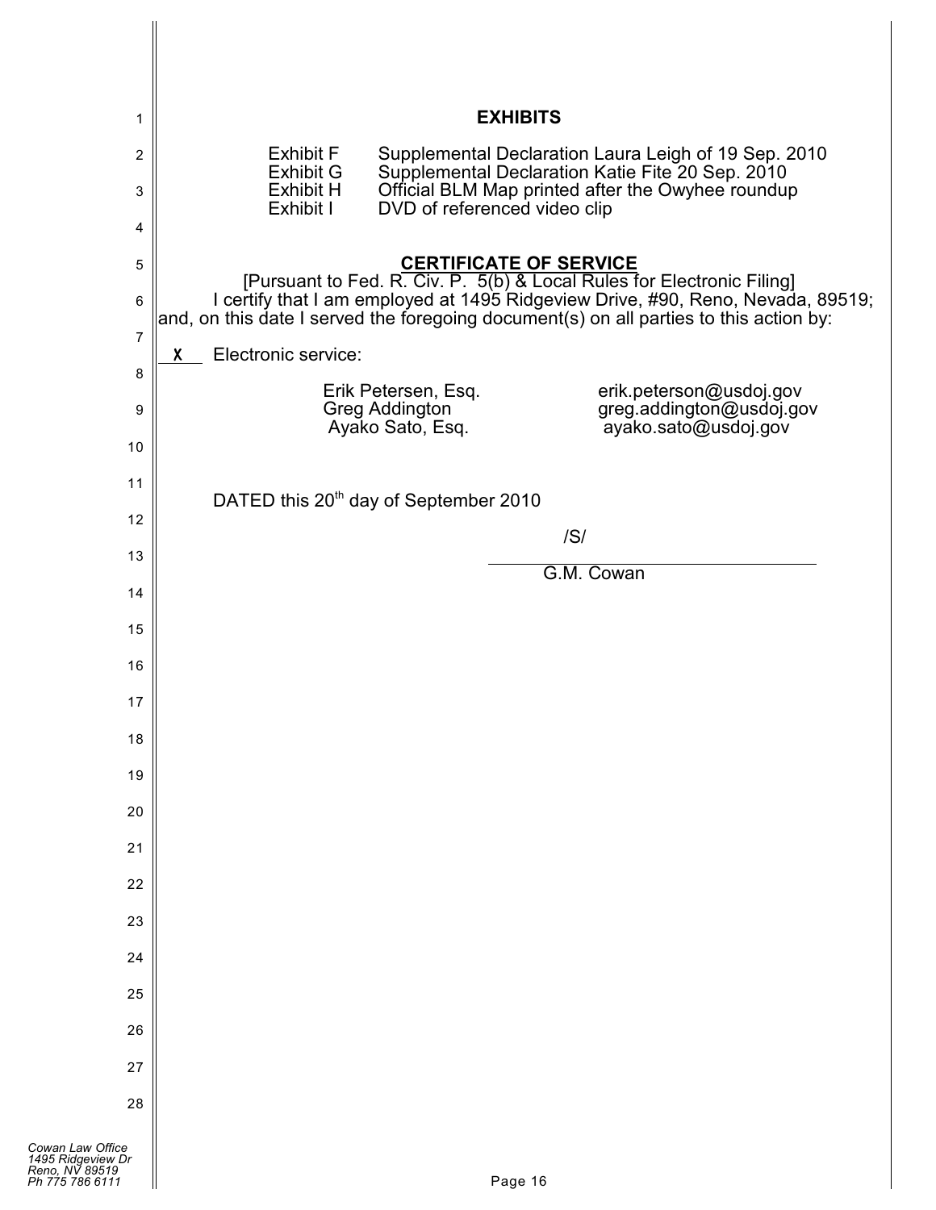## EXHIBITS

| | |
|---|---|
| Exhibit F | Supplemental Declaration Laura Leigh of 19 Sep. 2010 |
| Exhibit G | Supplemental Declaration Katie Fite 20 Sep. 2010 |
| Exhibit H | Official BLM Map printed after the Owyhee roundup |
| Exhibit I | DVD of referenced video clip |

## CERTIFICATE OF SERVICE

[Pursuant to Fed. R. Civ. P. 5(b) & Local Rules for Electronic Filing]

I certify that I am employed at 1495 Ridgeview Drive, #90, Reno, Nevada, 89519; and, on this date I served the foregoing document(s) on all parties to this action by:

X Electronic service:

| | |
|---|---|
| Erik Petersen, Esq. | erik.peterson@usdoj.gov |
| Greg Addington | greg.addington@usdoj.gov |
| Ayako Sato, Esq. | ayako.sato@usdoj.gov |

DATED this 20th day of September 2010

/S/

G.M. Cowan

Cowan Law Office
1495 Ridgeview Dr
Reno, NV 89519
Ph 775 786 6111